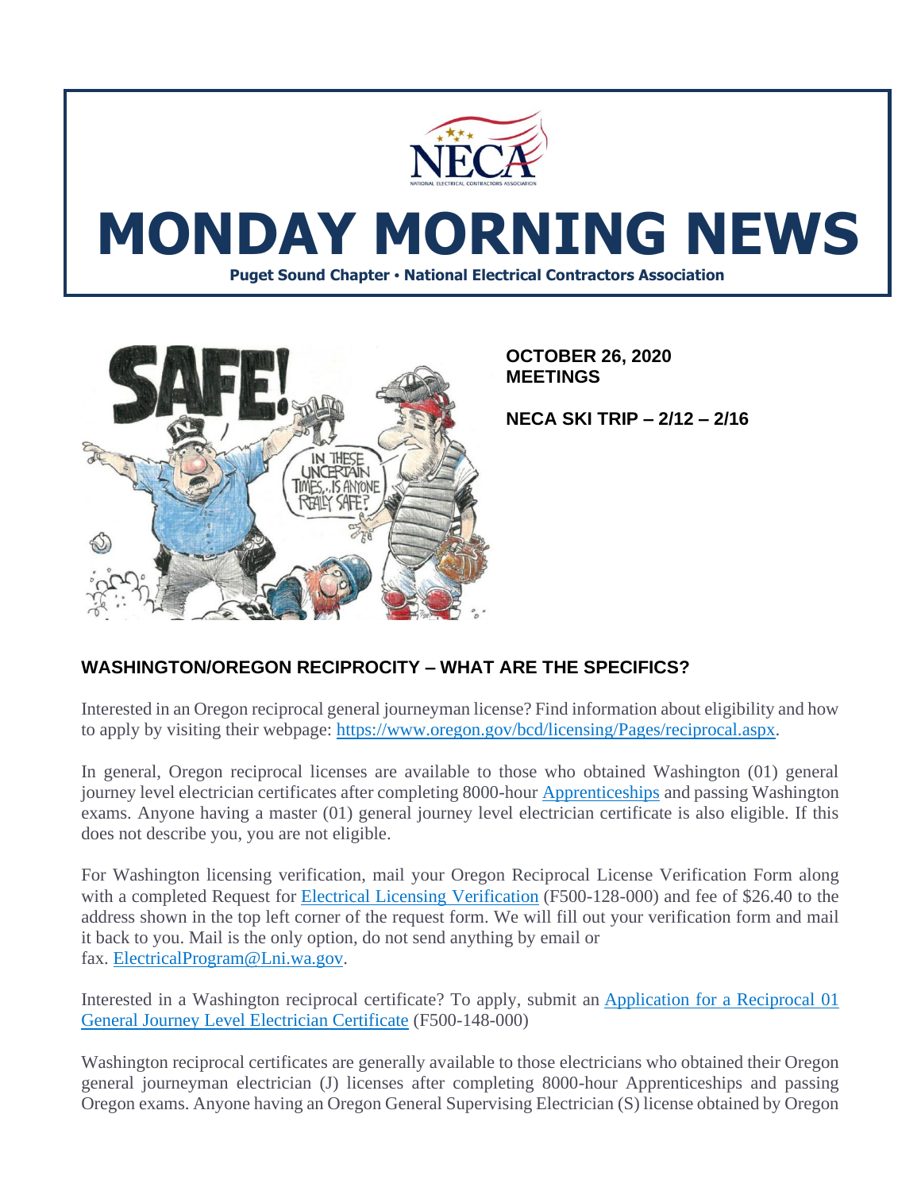# MONDAY MORNING NEWS

**Puget Sound Chapter • National Electrical Contractors Association**

**OCTOBER 26, 2020**
**MEETINGS**

**NECA SKI TRIP – 2/12 – 2/16**

## WASHINGTON/OREGON RECIPROCITY – WHAT ARE THE SPECIFICS?

Interested in an Oregon reciprocal general journeyman license? Find information about eligibility and how to apply by visiting their webpage: https://www.oregon.gov/bcd/licensing/Pages/reciprocal.aspx.

In general, Oregon reciprocal licenses are available to those who obtained Washington (01) general journey level electrician certificates after completing 8000-hour Apprenticeships and passing Washington exams. Anyone having a master (01) general journey level electrician certificate is also eligible. If this does not describe you, you are not eligible.

For Washington licensing verification, mail your Oregon Reciprocal License Verification Form along with a completed Request for Electrical Licensing Verification (F500-128-000) and fee of $26.40 to the address shown in the top left corner of the request form. We will fill out your verification form and mail it back to you. Mail is the only option, do not send anything by email or fax. ElectricalProgram@Lni.wa.gov.

Interested in a Washington reciprocal certificate? To apply, submit an Application for a Reciprocal 01 General Journey Level Electrician Certificate (F500-148-000)

Washington reciprocal certificates are generally available to those electricians who obtained their Oregon general journeyman electrician (J) licenses after completing 8000-hour Apprenticeships and passing Oregon exams. Anyone having an Oregon General Supervising Electrician (S) license obtained by Oregon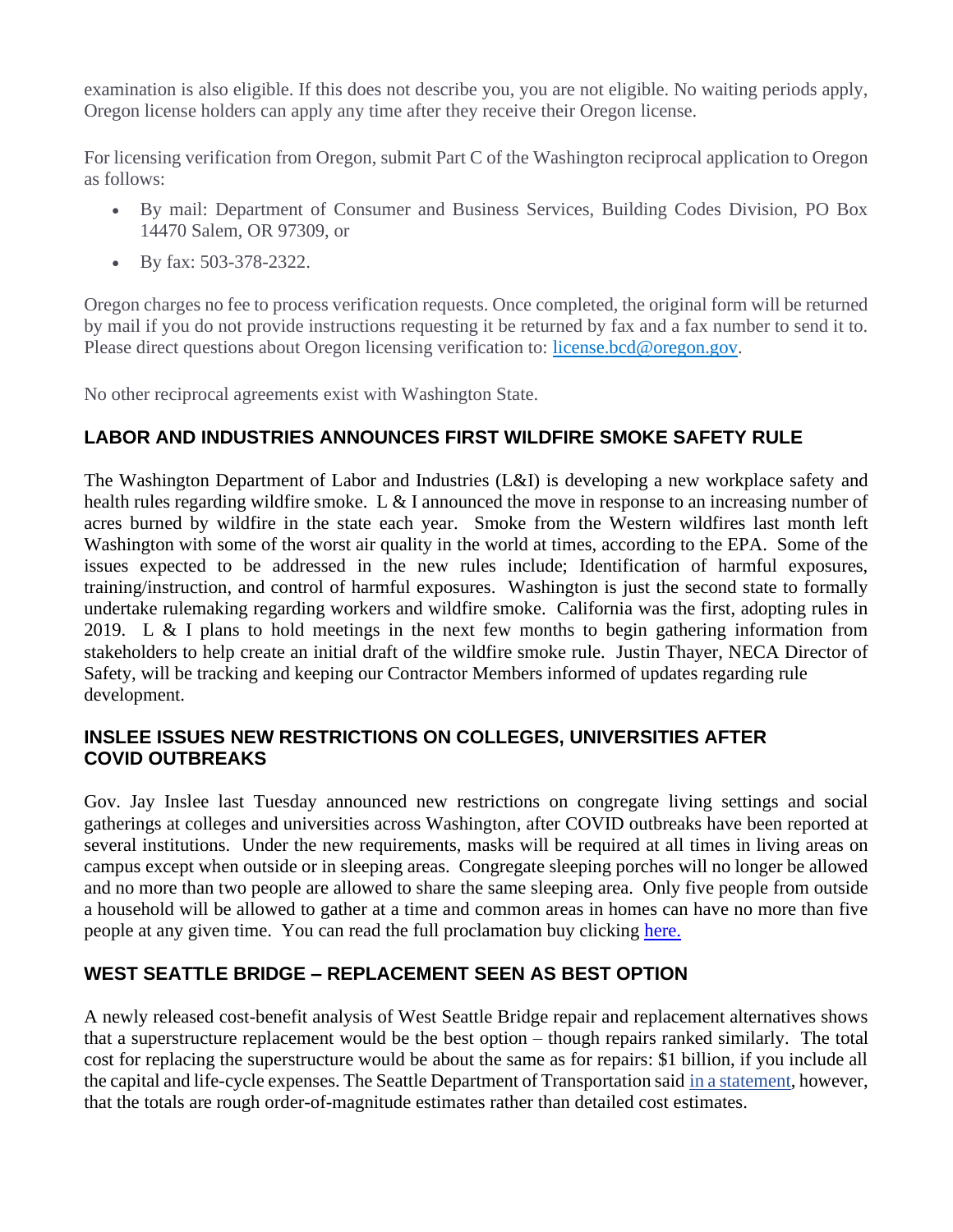examination is also eligible. If this does not describe you, you are not eligible. No waiting periods apply, Oregon license holders can apply any time after they receive their Oregon license.

For licensing verification from Oregon, submit Part C of the Washington reciprocal application to Oregon as follows:

- By mail: Department of Consumer and Business Services, Building Codes Division, PO Box 14470 Salem, OR 97309, or
- By fax: 503-378-2322.

Oregon charges no fee to process verification requests. Once completed, the original form will be returned by mail if you do not provide instructions requesting it be returned by fax and a fax number to send it to. Please direct questions about Oregon licensing verification to: [license.bcd@oregon.gov](mailto:license.bcd@oregon.gov).

No other reciprocal agreements exist with Washington State.

## LABOR AND INDUSTRIES ANNOUNCES FIRST WILDFIRE SMOKE SAFETY RULE

The Washington Department of Labor and Industries (L&I) is developing a new workplace safety and health rules regarding wildfire smoke. L & I announced the move in response to an increasing number of acres burned by wildfire in the state each year. Smoke from the Western wildfires last month left Washington with some of the worst air quality in the world at times, according to the EPA. Some of the issues expected to be addressed in the new rules include; Identification of harmful exposures, training/instruction, and control of harmful exposures. Washington is just the second state to formally undertake rulemaking regarding workers and wildfire smoke. California was the first, adopting rules in 2019. L & I plans to hold meetings in the next few months to begin gathering information from stakeholders to help create an initial draft of the wildfire smoke rule. Justin Thayer, NECA Director of Safety, will be tracking and keeping our Contractor Members informed of updates regarding rule development.

## INSLEE ISSUES NEW RESTRICTIONS ON COLLEGES, UNIVERSITIES AFTER COVID OUTBREAKS

Gov. Jay Inslee last Tuesday announced new restrictions on congregate living settings and social gatherings at colleges and universities across Washington, after COVID outbreaks have been reported at several institutions. Under the new requirements, masks will be required at all times in living areas on campus except when outside or in sleeping areas. Congregate sleeping porches will no longer be allowed and no more than two people are allowed to share the same sleeping area. Only five people from outside a household will be allowed to gather at a time and common areas in homes can have no more than five people at any given time. You can read the full proclamation buy clicking here.

## WEST SEATTLE BRIDGE – REPLACEMENT SEEN AS BEST OPTION

A newly released cost-benefit analysis of West Seattle Bridge repair and replacement alternatives shows that a superstructure replacement would be the best option – though repairs ranked similarly. The total cost for replacing the superstructure would be about the same as for repairs: $1 billion, if you include all the capital and life-cycle expenses. The Seattle Department of Transportation said in a statement, however, that the totals are rough order-of-magnitude estimates rather than detailed cost estimates.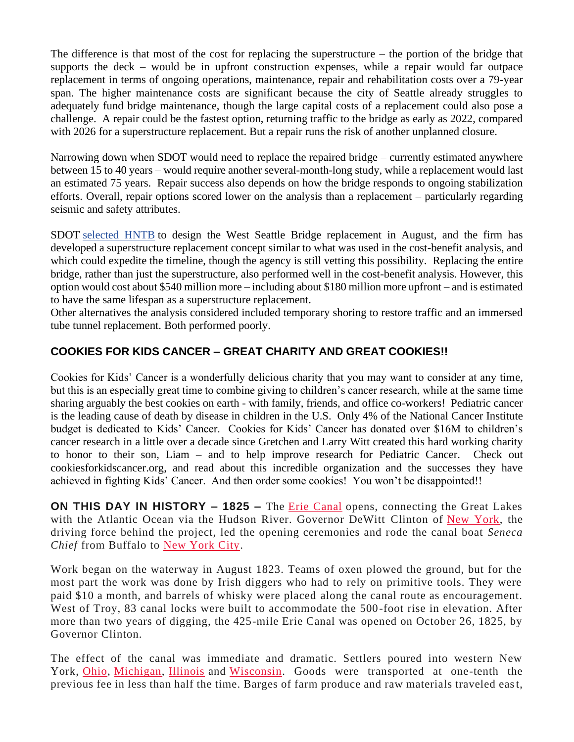The difference is that most of the cost for replacing the superstructure – the portion of the bridge that supports the deck – would be in upfront construction expenses, while a repair would far outpace replacement in terms of ongoing operations, maintenance, repair and rehabilitation costs over a 79-year span. The higher maintenance costs are significant because the city of Seattle already struggles to adequately fund bridge maintenance, though the large capital costs of a replacement could also pose a challenge. A repair could be the fastest option, returning traffic to the bridge as early as 2022, compared with 2026 for a superstructure replacement. But a repair runs the risk of another unplanned closure.

Narrowing down when SDOT would need to replace the repaired bridge – currently estimated anywhere between 15 to 40 years – would require another several-month-long study, while a replacement would last an estimated 75 years. Repair success also depends on how the bridge responds to ongoing stabilization efforts. Overall, repair options scored lower on the analysis than a replacement – particularly regarding seismic and safety attributes.

SDOT selected HNTB to design the West Seattle Bridge replacement in August, and the firm has developed a superstructure replacement concept similar to what was used in the cost-benefit analysis, and which could expedite the timeline, though the agency is still vetting this possibility. Replacing the entire bridge, rather than just the superstructure, also performed well in the cost-benefit analysis. However, this option would cost about $540 million more – including about $180 million more upfront – and is estimated to have the same lifespan as a superstructure replacement.
Other alternatives the analysis considered included temporary shoring to restore traffic and an immersed tube tunnel replacement. Both performed poorly.

## COOKIES FOR KIDS CANCER – GREAT CHARITY AND GREAT COOKIES!!

Cookies for Kids' Cancer is a wonderfully delicious charity that you may want to consider at any time, but this is an especially great time to combine giving to children's cancer research, while at the same time sharing arguably the best cookies on earth - with family, friends, and office co-workers! Pediatric cancer is the leading cause of death by disease in children in the U.S. Only 4% of the National Cancer Institute budget is dedicated to Kids' Cancer. Cookies for Kids' Cancer has donated over $16M to children's cancer research in a little over a decade since Gretchen and Larry Witt created this hard working charity to honor to their son, Liam – and to help improve research for Pediatric Cancer. Check out cookiesforkidscancer.org, and read about this incredible organization and the successes they have achieved in fighting Kids' Cancer. And then order some cookies! You won't be disappointed!!

**ON THIS DAY IN HISTORY – 1825 –** The Erie Canal opens, connecting the Great Lakes with the Atlantic Ocean via the Hudson River. Governor DeWitt Clinton of New York, the driving force behind the project, led the opening ceremonies and rode the canal boat *Seneca Chief* from Buffalo to New York City.

Work began on the waterway in August 1823. Teams of oxen plowed the ground, but for the most part the work was done by Irish diggers who had to rely on primitive tools. They were paid $10 a month, and barrels of whisky were placed along the canal route as encouragement. West of Troy, 83 canal locks were built to accommodate the 500-foot rise in elevation. After more than two years of digging, the 425-mile Erie Canal was opened on October 26, 1825, by Governor Clinton.

The effect of the canal was immediate and dramatic. Settlers poured into western New York, Ohio, Michigan, Illinois and Wisconsin. Goods were transported at one-tenth the previous fee in less than half the time. Barges of farm produce and raw materials traveled east,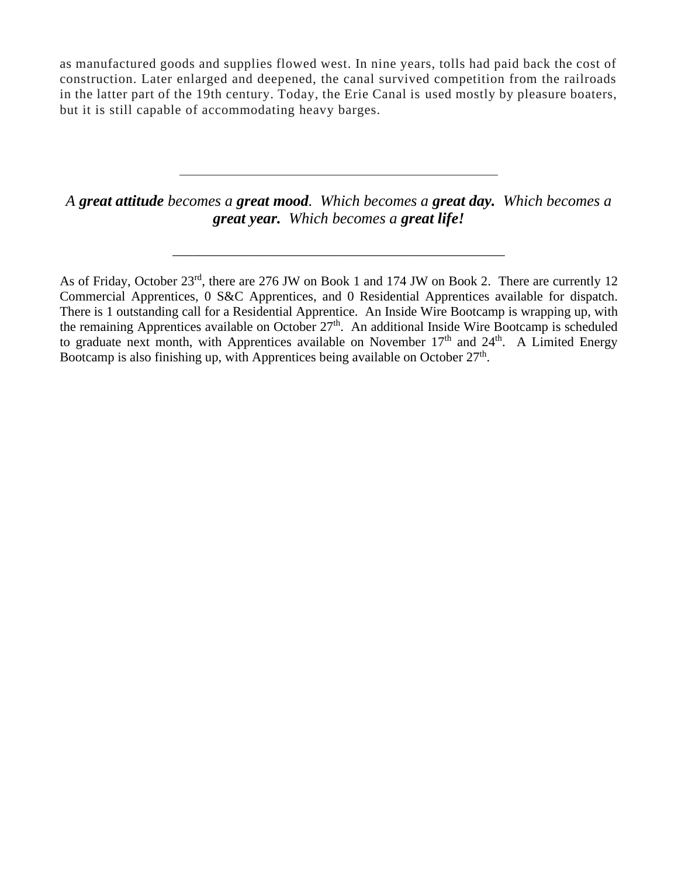as manufactured goods and supplies flowed west. In nine years, tolls had paid back the cost of construction. Later enlarged and deepened, the canal survived competition from the railroads in the latter part of the 19th century. Today, the Erie Canal is used mostly by pleasure boaters, but it is still capable of accommodating heavy barges.

---

*A **great attitude** becomes a **great mood**. Which becomes a **great day.** Which becomes a **great year.** Which becomes a **great life!***

---

As of Friday, October 23rd, there are 276 JW on Book 1 and 174 JW on Book 2. There are currently 12 Commercial Apprentices, 0 S&C Apprentices, and 0 Residential Apprentices available for dispatch. There is 1 outstanding call for a Residential Apprentice. An Inside Wire Bootcamp is wrapping up, with the remaining Apprentices available on October 27th. An additional Inside Wire Bootcamp is scheduled to graduate next month, with Apprentices available on November 17th and 24th. A Limited Energy Bootcamp is also finishing up, with Apprentices being available on October 27th.